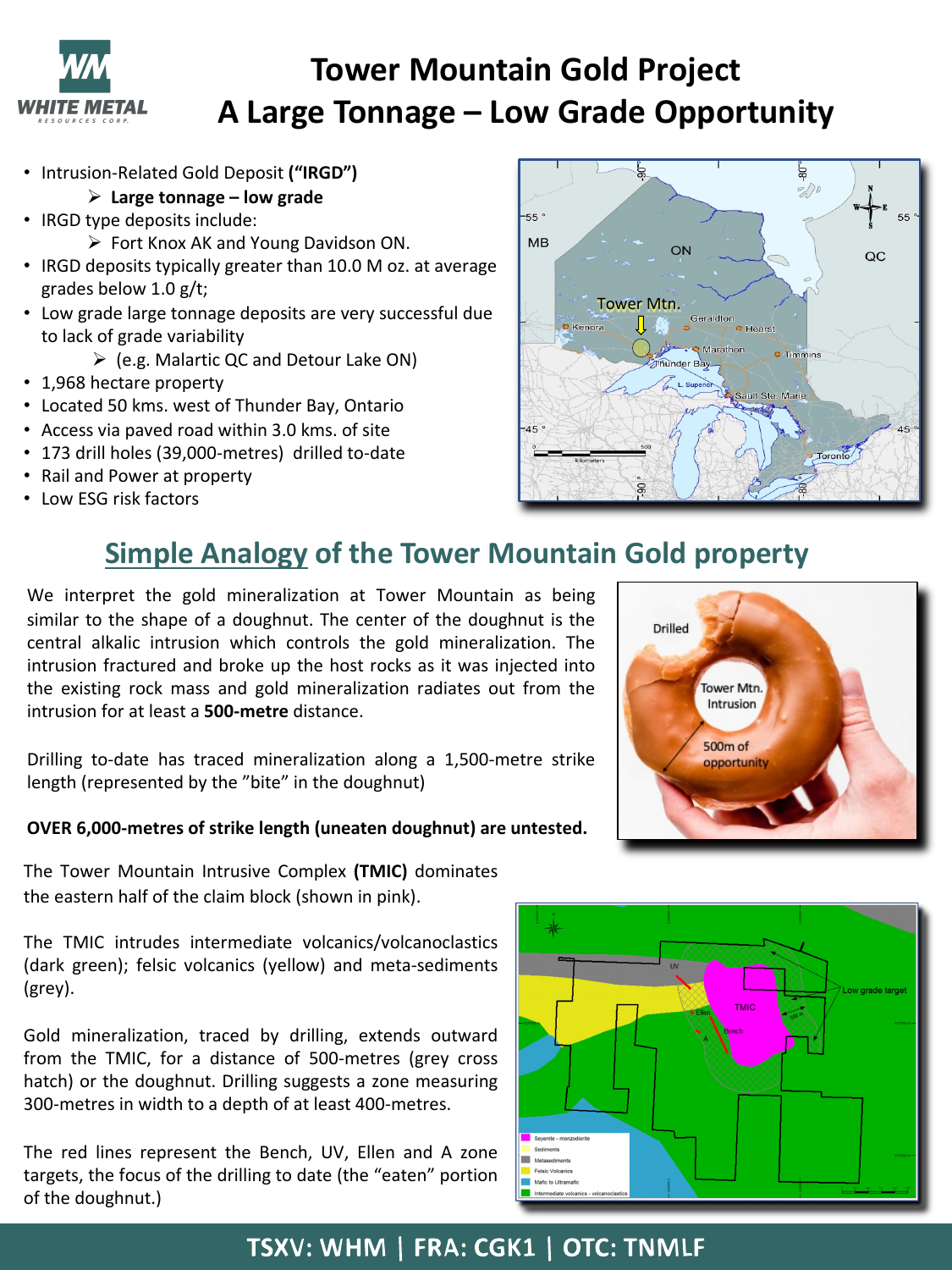# Tower Mountain Gold Project
# A Large Tonnage – Low Grade Opportunity

- Intrusion-Related Gold Deposit **("IRGD")**
  - **Large tonnage – low grade**
- IRGD type deposits include:
  - Fort Knox AK and Young Davidson ON.
- IRGD deposits typically greater than 10.0 M oz. at average grades below 1.0 g/t;
- Low grade large tonnage deposits are very successful due to lack of grade variability
  - (e.g. Malartic QC and Detour Lake ON)
- 1,968 hectare property
- Located 50 kms. west of Thunder Bay, Ontario
- Access via paved road within 3.0 kms. of site
- 173 drill holes (39,000-metres) drilled to-date
- Rail and Power at property
- Low ESG risk factors

## Simple Analogy of the Tower Mountain Gold property

We interpret the gold mineralization at Tower Mountain as being similar to the shape of a doughnut. The center of the doughnut is the central alkalic intrusion which controls the gold mineralization. The intrusion fractured and broke up the host rocks as it was injected into the existing rock mass and gold mineralization radiates out from the intrusion for at least a **500-metre** distance.

Drilling to-date has traced mineralization along a 1,500-metre strike length (represented by the "bite" in the doughnut)

**OVER 6,000-metres of strike length (uneaten doughnut) are untested.**

The Tower Mountain Intrusive Complex **(TMIC)** dominates the eastern half of the claim block (shown in pink).

The TMIC intrudes intermediate volcanics/volcanoclastics (dark green); felsic volcanics (yellow) and meta-sediments (grey).

Gold mineralization, traced by drilling, extends outward from the TMIC, for a distance of 500-metres (grey cross hatch) or the doughnut. Drilling suggests a zone measuring 300-metres in width to a depth of at least 400-metres.

The red lines represent the Bench, UV, Ellen and A zone targets, the focus of the drilling to date (the "eaten" portion of the doughnut.)

**TSXV: WHM | FRA: CGK1 | OTC: TNMLF**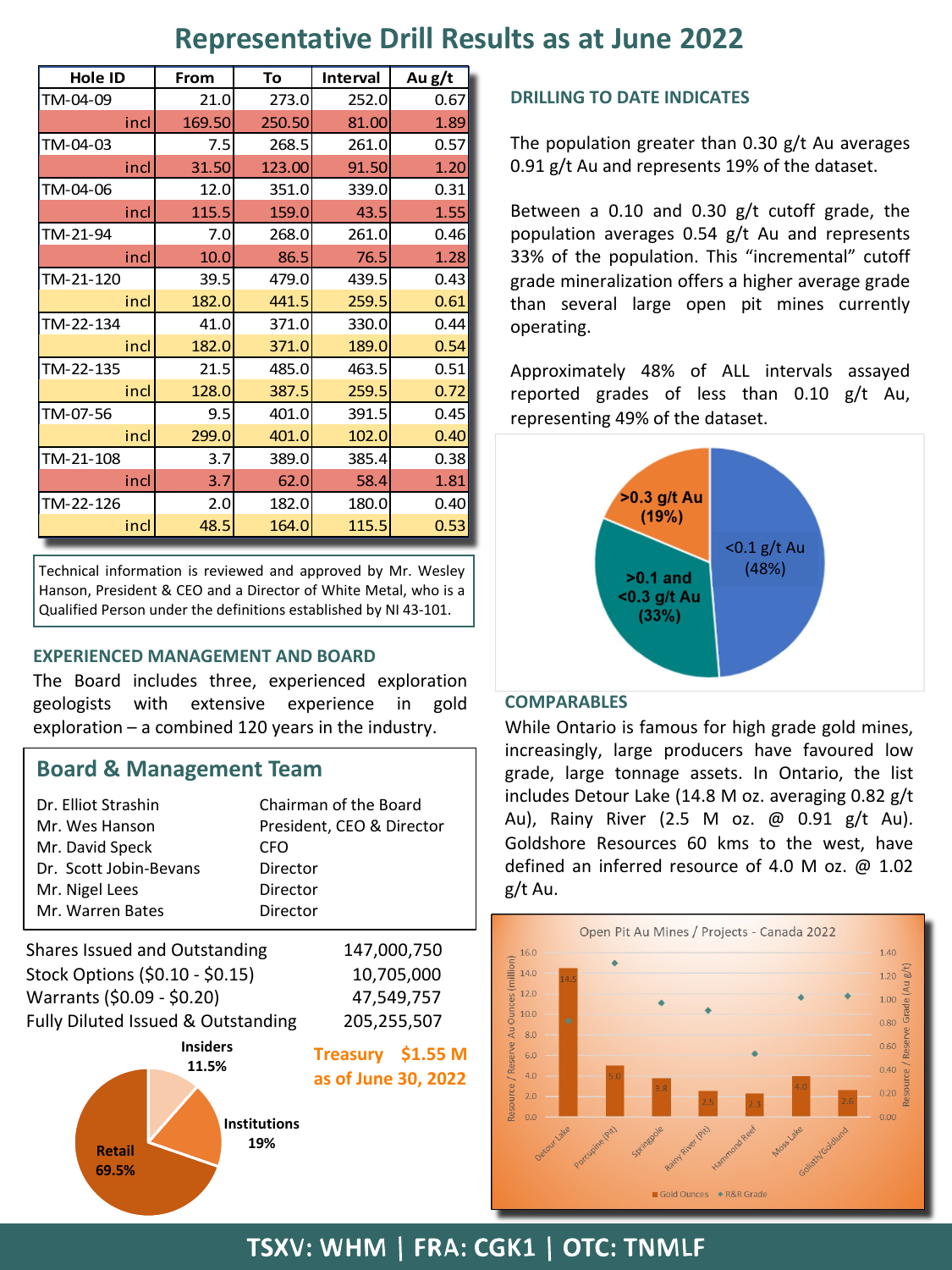# Representative Drill Results as at June 2022

| Hole ID | From | To | Interval | Au g/t |
|---|---|---|---|---|
| TM-04-09 | 21.0 | 273.0 | 252.0 | 0.67 |
| incl | 169.50 | 250.50 | 81.00 | 1.89 |
| TM-04-03 | 7.5 | 268.5 | 261.0 | 0.57 |
| incl | 31.50 | 123.00 | 91.50 | 1.20 |
| TM-04-06 | 12.0 | 351.0 | 339.0 | 0.31 |
| incl | 115.5 | 159.0 | 43.5 | 1.55 |
| TM-21-94 | 7.0 | 268.0 | 261.0 | 0.46 |
| incl | 10.0 | 86.5 | 76.5 | 1.28 |
| TM-21-120 | 39.5 | 479.0 | 439.5 | 0.43 |
| incl | 182.0 | 441.5 | 259.5 | 0.61 |
| TM-22-134 | 41.0 | 371.0 | 330.0 | 0.44 |
| incl | 182.0 | 371.0 | 189.0 | 0.54 |
| TM-22-135 | 21.5 | 485.0 | 463.5 | 0.51 |
| incl | 128.0 | 387.5 | 259.5 | 0.72 |
| TM-07-56 | 9.5 | 401.0 | 391.5 | 0.45 |
| incl | 299.0 | 401.0 | 102.0 | 0.40 |
| TM-21-108 | 3.7 | 389.0 | 385.4 | 0.38 |
| incl | 3.7 | 62.0 | 58.4 | 1.81 |
| TM-22-126 | 2.0 | 182.0 | 180.0 | 0.40 |
| incl | 48.5 | 164.0 | 115.5 | 0.53 |

Technical information is reviewed and approved by Mr. Wesley Hanson, President & CEO and a Director of White Metal, who is a Qualified Person under the definitions established by NI 43-101.

### DRILLING TO DATE INDICATES

The population greater than 0.30 g/t Au averages 0.91 g/t Au and represents 19% of the dataset.

Between a 0.10 and 0.30 g/t cutoff grade, the population averages 0.54 g/t Au and represents 33% of the population. This "incremental" cutoff grade mineralization offers a higher average grade than several large open pit mines currently operating.

Approximately 48% of ALL intervals assayed reported grades of less than 0.10 g/t Au, representing 49% of the dataset.

>0.3 g/t Au (19%)
<0.1 g/t Au (48%)
>0.1 and <0.3 g/t Au (33%)

### EXPERIENCED MANAGEMENT AND BOARD

The Board includes three, experienced exploration geologists with extensive experience in gold exploration – a combined 120 years in the industry.

## Board & Management Team

| | |
|---|---|
| Dr. Elliot Strashin | Chairman of the Board |
| Mr. Wes Hanson | President, CEO & Director |
| Mr. David Speck | CFO |
| Dr. Scott Jobin-Bevans | Director |
| Mr. Nigel Lees | Director |
| Mr. Warren Bates | Director |

| | |
|---|---|
| Shares Issued and Outstanding | 147,000,750 |
| Stock Options ($0.10 - $0.15) | 10,705,000 |
| Warrants ($0.09 - $0.20) | 47,549,757 |
| Fully Diluted Issued & Outstanding | 205,255,507 |

Insiders 11.5%
Institutions 19%
Retail 69.5%

**Treasury $1.55 M as of June 30, 2022**

### COMPARABLES

While Ontario is famous for high grade gold mines, increasingly, large producers have favoured low grade, large tonnage assets. In Ontario, the list includes Detour Lake (14.8 M oz. averaging 0.82 g/t Au), Rainy River (2.5 M oz. @ 0.91 g/t Au). Goldshore Resources 60 kms to the west, have defined an inferred resource of 4.0 M oz. @ 1.02 g/t Au.

Open Pit Au Mines / Projects - Canada 2022
Resource / Reserve Au Ounces (million)
Resource / Reserve Grade (Au g/t)
Detour Lake 14.5
Porcupine (Pit) 5.0
Springpole 3.8
Rainy River (Pit) 2.5
Hammond Reef 2.3
Moss Lake 4.0
Goliath/Goldlund 2.6
Gold Ounces
R&R Grade

**TSXV: WHM | FRA: CGK1 | OTC: TNMLF**